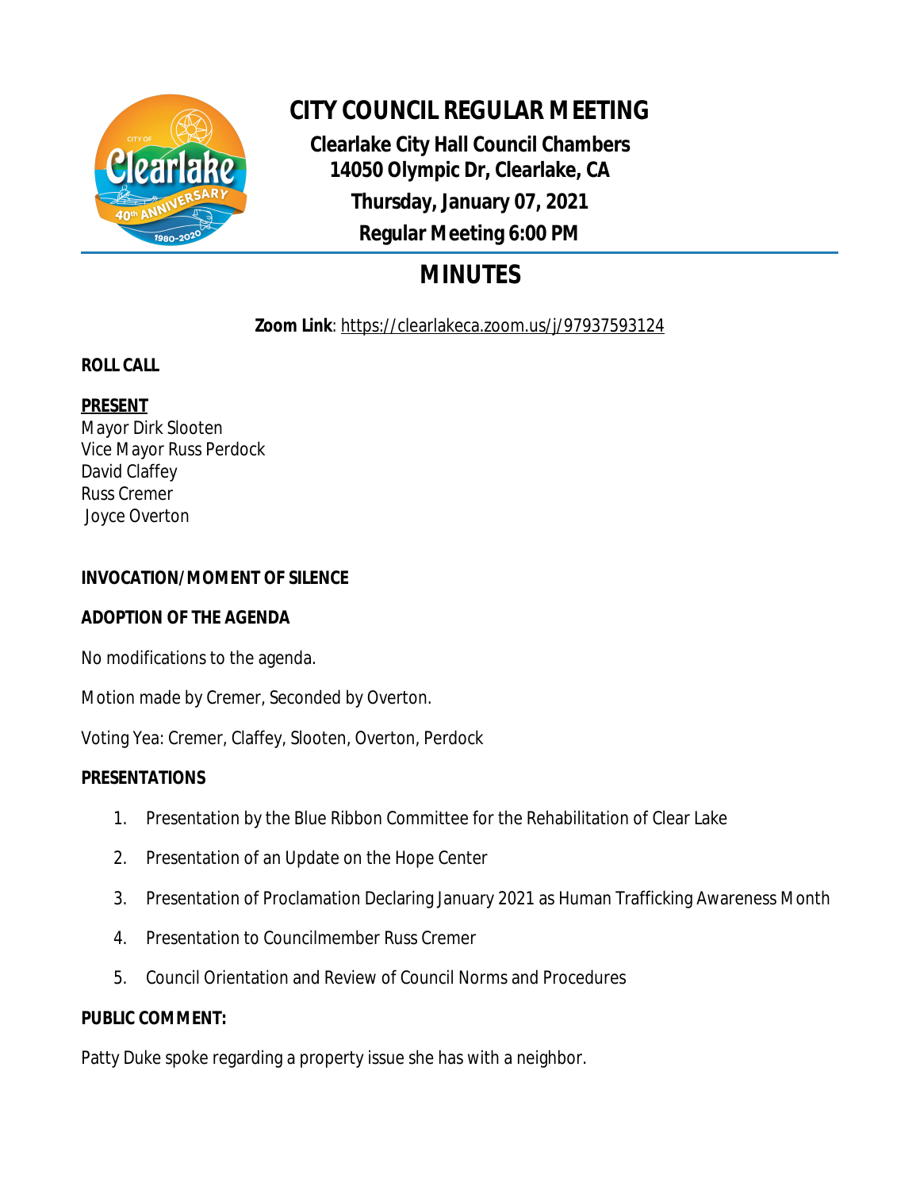# CITY COUNCIL REGULAR MEETING

**Clearlake City Hall Council Chambers**
**14050 Olympic Dr, Clearlake, CA**
**Thursday, January 07, 2021**
**Regular Meeting 6:00 PM**

## MINUTES

**Zoom Link**: https://clearlakeca.zoom.us/j/97937593124

**ROLL CALL**

**PRESENT**
Mayor Dirk Slooten
Vice Mayor Russ Perdock
David Claffey
Russ Cremer
Joyce Overton

**INVOCATION/MOMENT OF SILENCE**

**ADOPTION OF THE AGENDA**

No modifications to the agenda.

Motion made by Cremer, Seconded by Overton.

Voting Yea: Cremer, Claffey, Slooten, Overton, Perdock

**PRESENTATIONS**

1. Presentation by the Blue Ribbon Committee for the Rehabilitation of Clear Lake
2. Presentation of an Update on the Hope Center
3. Presentation of Proclamation Declaring January 2021 as Human Trafficking Awareness Month
4. Presentation to Councilmember Russ Cremer
5. Council Orientation and Review of Council Norms and Procedures

**PUBLIC COMMENT:**

Patty Duke spoke regarding a property issue she has with a neighbor.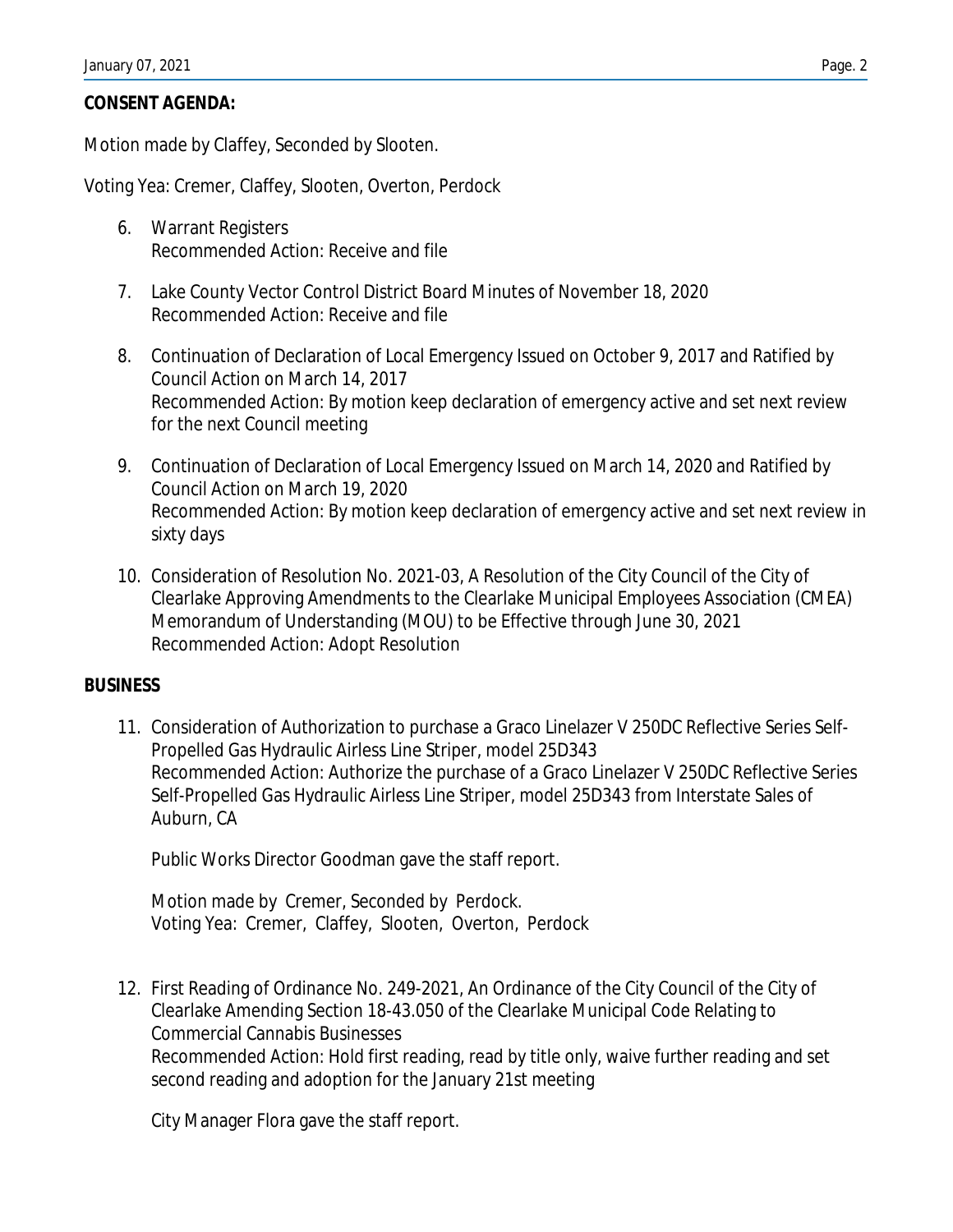**CONSENT AGENDA:**

Motion made by Claffey, Seconded by Slooten.

Voting Yea: Cremer, Claffey, Slooten, Overton, Perdock

6. Warrant Registers
   Recommended Action: Receive and file

7. Lake County Vector Control District Board Minutes of November 18, 2020
   Recommended Action: Receive and file

8. Continuation of Declaration of Local Emergency Issued on October 9, 2017 and Ratified by Council Action on March 14, 2017
   Recommended Action: By motion keep declaration of emergency active and set next review for the next Council meeting

9. Continuation of Declaration of Local Emergency Issued on March 14, 2020 and Ratified by Council Action on March 19, 2020
   Recommended Action: By motion keep declaration of emergency active and set next review in sixty days

10. Consideration of Resolution No. 2021-03, A Resolution of the City Council of the City of Clearlake Approving Amendments to the Clearlake Municipal Employees Association (CMEA) Memorandum of Understanding (MOU) to be Effective through June 30, 2021
    Recommended Action: Adopt Resolution

**BUSINESS**

11. Consideration of Authorization to purchase a Graco Linelazer V 250DC Reflective Series Self-Propelled Gas Hydraulic Airless Line Striper, model 25D343
    Recommended Action: Authorize the purchase of a Graco Linelazer V 250DC Reflective Series Self-Propelled Gas Hydraulic Airless Line Striper, model 25D343 from Interstate Sales of Auburn, CA

    Public Works Director Goodman gave the staff report.

    Motion made by Cremer, Seconded by Perdock.
    Voting Yea: Cremer, Claffey, Slooten, Overton, Perdock

12. First Reading of Ordinance No. 249-2021, An Ordinance of the City Council of the City of Clearlake Amending Section 18-43.050 of the Clearlake Municipal Code Relating to Commercial Cannabis Businesses
    Recommended Action: Hold first reading, read by title only, waive further reading and set second reading and adoption for the January 21st meeting

    City Manager Flora gave the staff report.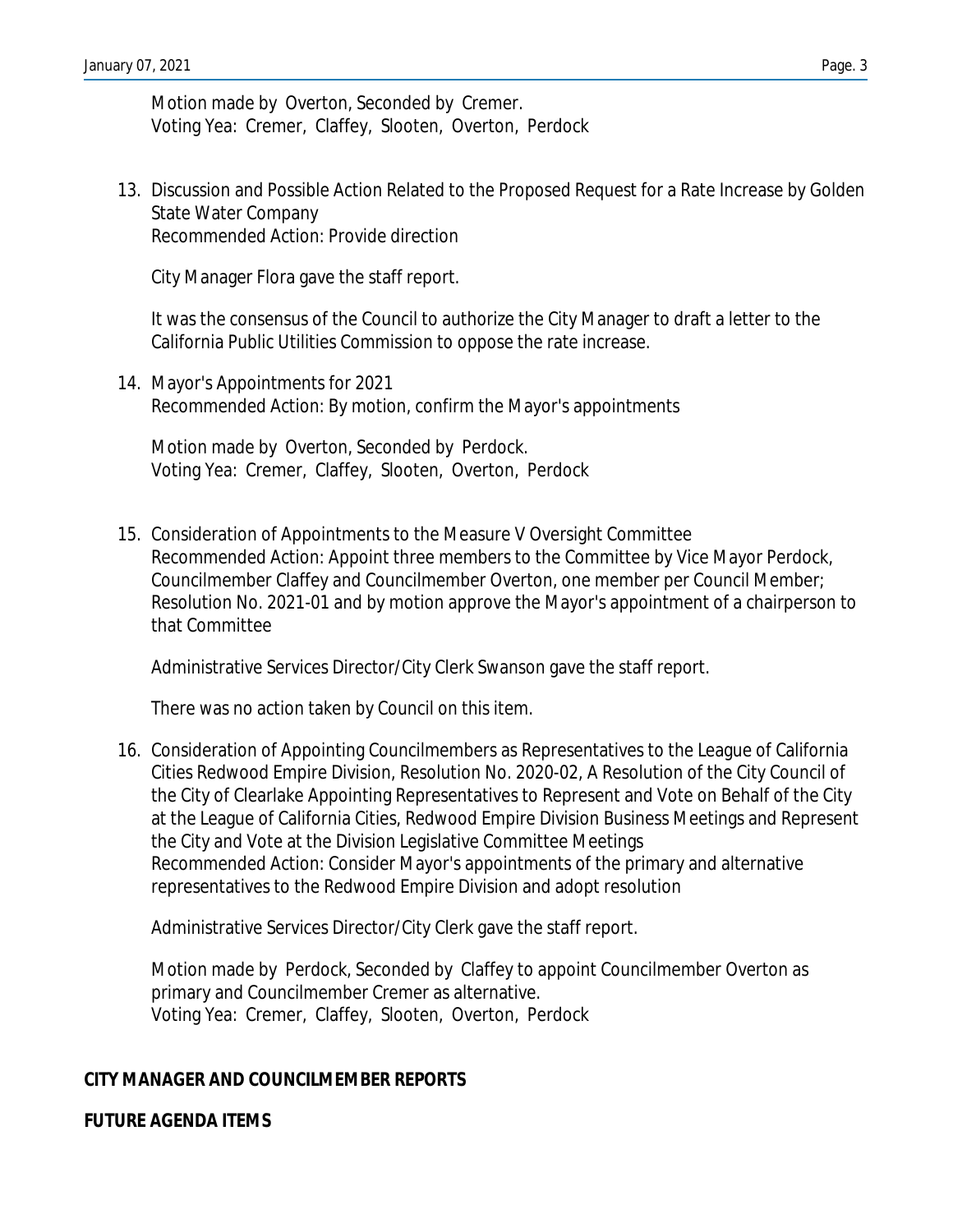Motion made by Overton, Seconded by Cremer.
Voting Yea: Cremer, Claffey, Slooten, Overton, Perdock

13. Discussion and Possible Action Related to the Proposed Request for a Rate Increase by Golden State Water Company
Recommended Action: Provide direction

    City Manager Flora gave the staff report.

    It was the consensus of the Council to authorize the City Manager to draft a letter to the California Public Utilities Commission to oppose the rate increase.

14. Mayor's Appointments for 2021
Recommended Action: By motion, confirm the Mayor's appointments

    Motion made by Overton, Seconded by Perdock.
    Voting Yea: Cremer, Claffey, Slooten, Overton, Perdock

15. Consideration of Appointments to the Measure V Oversight Committee
Recommended Action: Appoint three members to the Committee by Vice Mayor Perdock, Councilmember Claffey and Councilmember Overton, one member per Council Member; Resolution No. 2021-01 and by motion approve the Mayor's appointment of a chairperson to that Committee

    Administrative Services Director/City Clerk Swanson gave the staff report.

    There was no action taken by Council on this item.

16. Consideration of Appointing Councilmembers as Representatives to the League of California Cities Redwood Empire Division, Resolution No. 2020-02, A Resolution of the City Council of the City of Clearlake Appointing Representatives to Represent and Vote on Behalf of the City at the League of California Cities, Redwood Empire Division Business Meetings and Represent the City and Vote at the Division Legislative Committee Meetings
Recommended Action: Consider Mayor's appointments of the primary and alternative representatives to the Redwood Empire Division and adopt resolution

    Administrative Services Director/City Clerk gave the staff report.

    Motion made by Perdock, Seconded by Claffey to appoint Councilmember Overton as primary and Councilmember Cremer as alternative.
    Voting Yea: Cremer, Claffey, Slooten, Overton, Perdock

**CITY MANAGER AND COUNCILMEMBER REPORTS**

**FUTURE AGENDA ITEMS**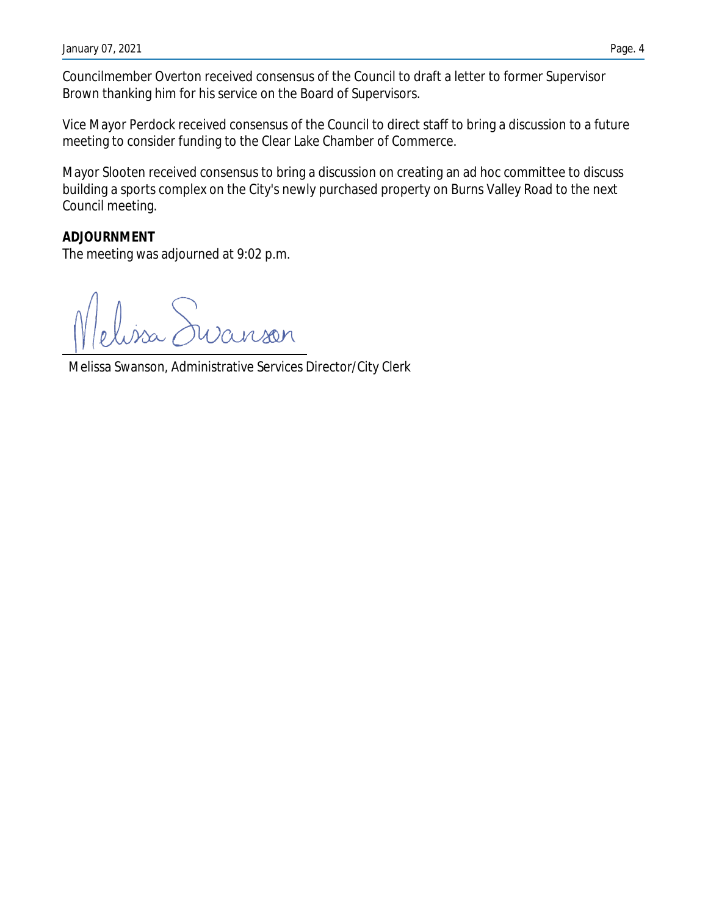Councilmember Overton received consensus of the Council to draft a letter to former Supervisor Brown thanking him for his service on the Board of Supervisors.

Vice Mayor Perdock received consensus of the Council to direct staff to bring a discussion to a future meeting to consider funding to the Clear Lake Chamber of Commerce.

Mayor Slooten received consensus to bring a discussion on creating an ad hoc committee to discuss building a sports complex on the City's newly purchased property on Burns Valley Road to the next Council meeting.

**ADJOURNMENT**

The meeting was adjourned at 9:02 p.m.

Melissa Swanson

Melissa Swanson, Administrative Services Director/City Clerk